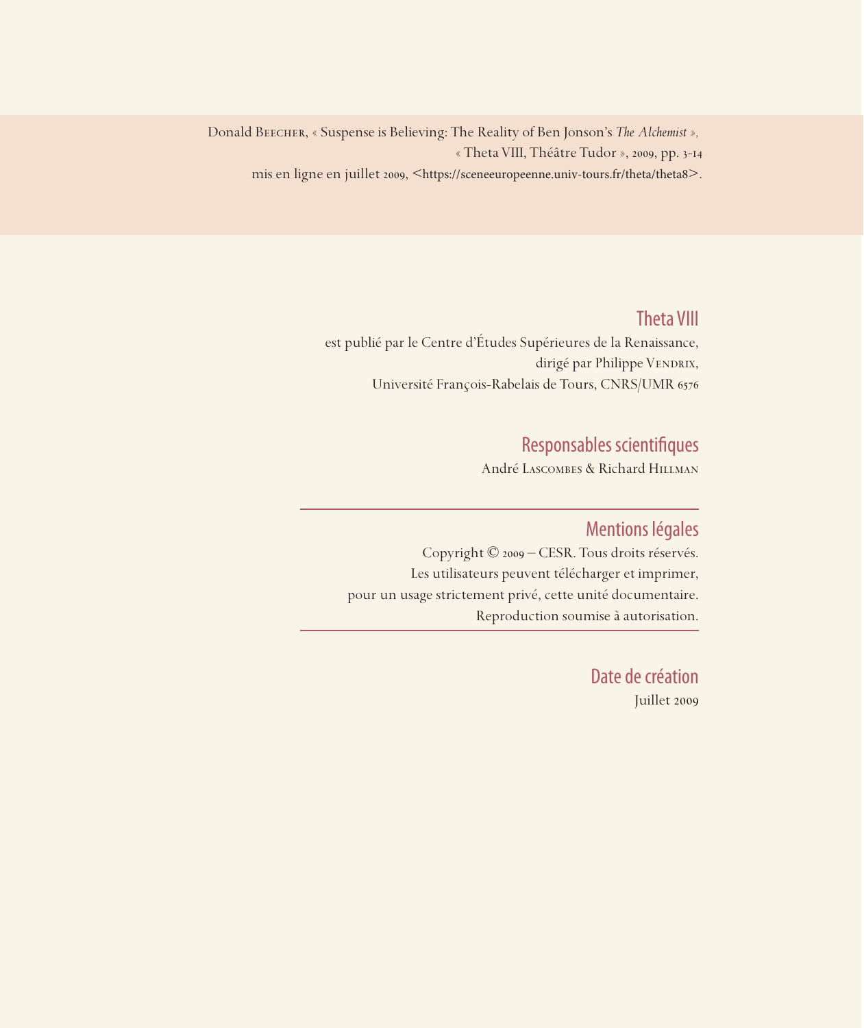Donald Beecher, « Suspense is Believing: The Reality of Ben Jonson's *The Alchemist* »,
« Theta VIII, Théâtre Tudor », 2009, pp. 3-14
mis en ligne en juillet 2009, <https://sceneeuropeenne.univ-tours.fr/theta/theta8>.

## Theta VIII

est publié par le Centre d'Études Supérieures de la Renaissance,
dirigé par Philippe Vendrix,
Université François-Rabelais de Tours, CNRS/UMR 6576

## Responsables scientifiques

André Lascombes & Richard Hillman

## Mentions légales

Copyright © 2009 – CESR. Tous droits réservés.
Les utilisateurs peuvent télécharger et imprimer,
pour un usage strictement privé, cette unité documentaire.
Reproduction soumise à autorisation.

## Date de création

Juillet 2009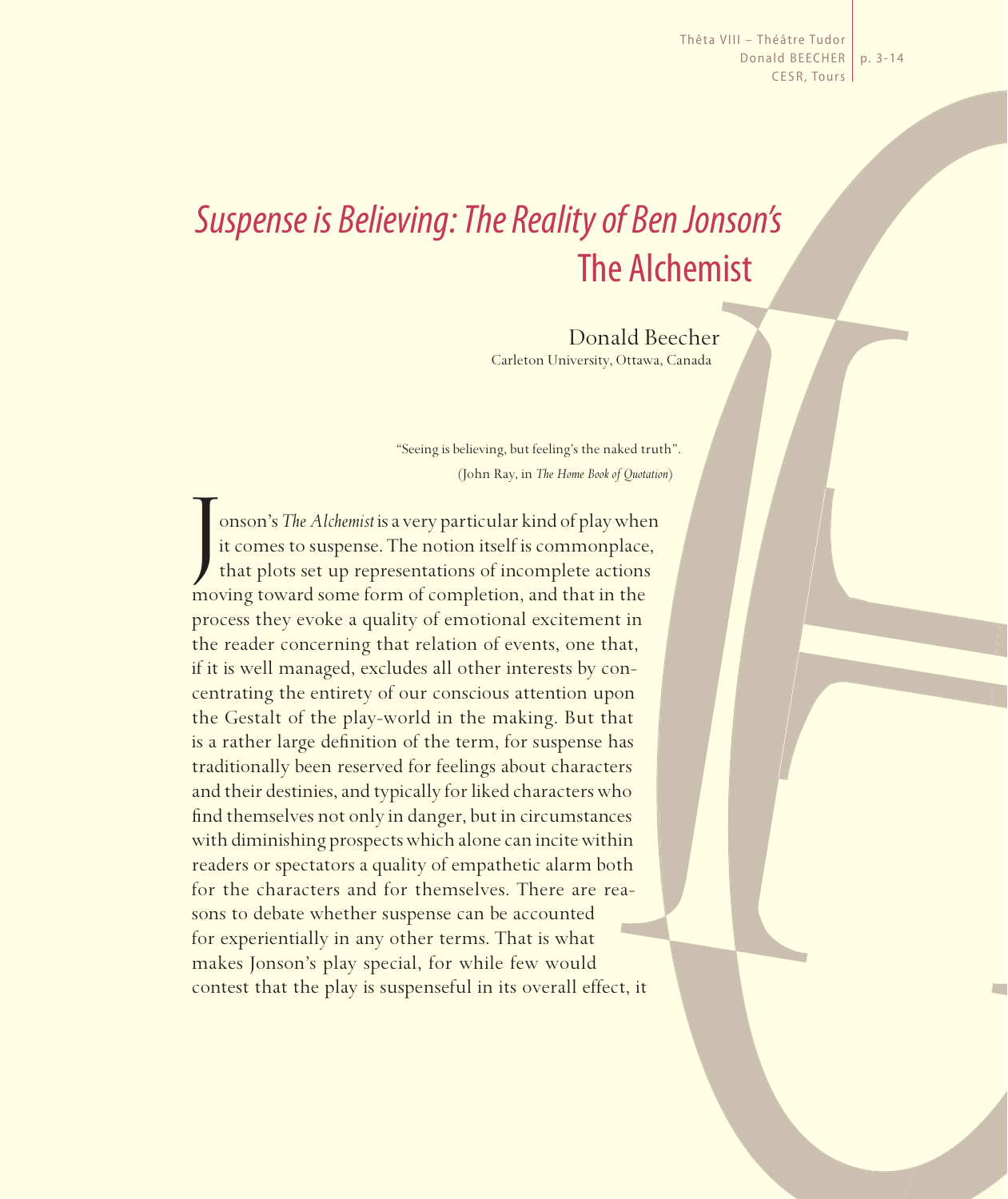# *Suspense is Believing: The Reality of Ben Jonson's* The Alchemist

Donald Beecher
Carleton University, Ottawa, Canada

> "Seeing is believing, but feeling's the naked truth".
> (John Ray, in *The Home Book of Quotation*)

Jonson's *The Alchemist* is a very particular kind of play when it comes to suspense. The notion itself is commonplace, that plots set up representations of incomplete actions moving toward some form of completion, and that in the process they evoke a quality of emotional excitement in the reader concerning that relation of events, one that, if it is well managed, excludes all other interests by concentrating the entirety of our conscious attention upon the Gestalt of the play-world in the making. But that is a rather large definition of the term, for suspense has traditionally been reserved for feelings about characters and their destinies, and typically for liked characters who find themselves not only in danger, but in circumstances with diminishing prospects which alone can incite within readers or spectators a quality of empathetic alarm both for the characters and for themselves. There are reasons to debate whether suspense can be accounted for experientially in any other terms. That is what makes Jonson's play special, for while few would contest that the play is suspenseful in its overall effect, it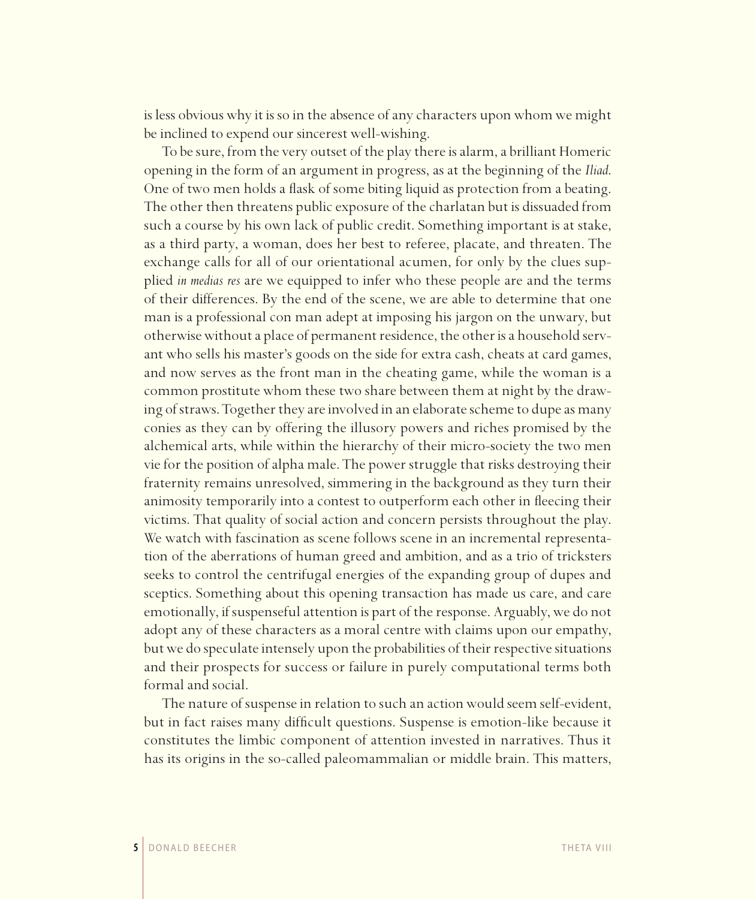is less obvious why it is so in the absence of any characters upon whom we might be inclined to expend our sincerest well-wishing.

To be sure, from the very outset of the play there is alarm, a brilliant Homeric opening in the form of an argument in progress, as at the beginning of the *Iliad*. One of two men holds a flask of some biting liquid as protection from a beating. The other then threatens public exposure of the charlatan but is dissuaded from such a course by his own lack of public credit. Something important is at stake, as a third party, a woman, does her best to referee, placate, and threaten. The exchange calls for all of our orientational acumen, for only by the clues supplied *in medias res* are we equipped to infer who these people are and the terms of their differences. By the end of the scene, we are able to determine that one man is a professional con man adept at imposing his jargon on the unwary, but otherwise without a place of permanent residence, the other is a household servant who sells his master's goods on the side for extra cash, cheats at card games, and now serves as the front man in the cheating game, while the woman is a common prostitute whom these two share between them at night by the drawing of straws. Together they are involved in an elaborate scheme to dupe as many conies as they can by offering the illusory powers and riches promised by the alchemical arts, while within the hierarchy of their micro-society the two men vie for the position of alpha male. The power struggle that risks destroying their fraternity remains unresolved, simmering in the background as they turn their animosity temporarily into a contest to outperform each other in fleecing their victims. That quality of social action and concern persists throughout the play. We watch with fascination as scene follows scene in an incremental representation of the aberrations of human greed and ambition, and as a trio of tricksters seeks to control the centrifugal energies of the expanding group of dupes and sceptics. Something about this opening transaction has made us care, and care emotionally, if suspenseful attention is part of the response. Arguably, we do not adopt any of these characters as a moral centre with claims upon our empathy, but we do speculate intensely upon the probabilities of their respective situations and their prospects for success or failure in purely computational terms both formal and social.

The nature of suspense in relation to such an action would seem self-evident, but in fact raises many difficult questions. Suspense is emotion-like because it constitutes the limbic component of attention invested in narratives. Thus it has its origins in the so-called paleomammalian or middle brain. This matters,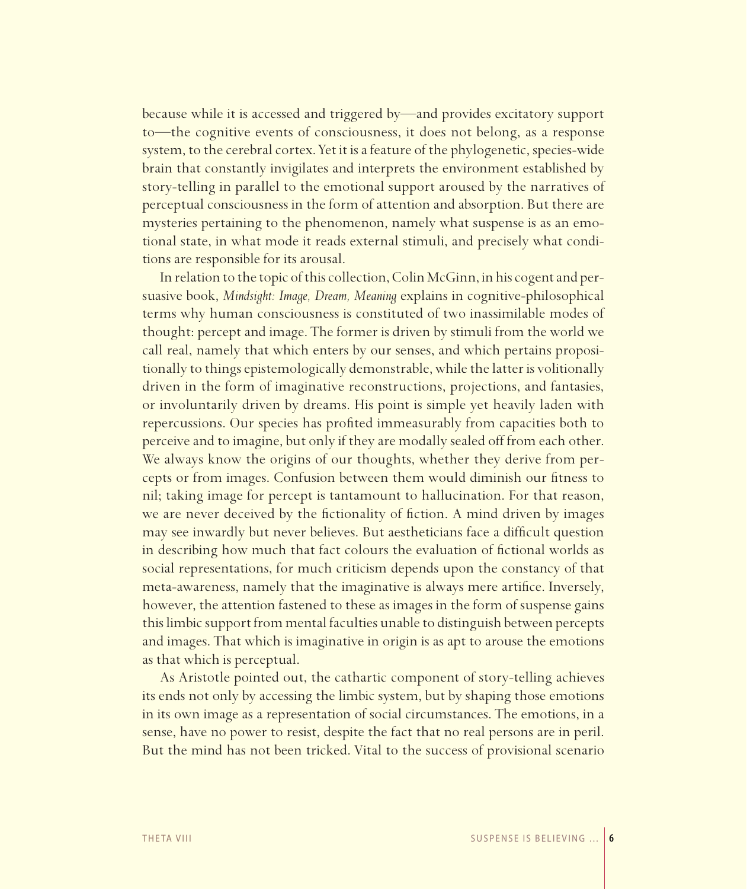because while it is accessed and triggered by—and provides excitatory support to—the cognitive events of consciousness, it does not belong, as a response system, to the cerebral cortex. Yet it is a feature of the phylogenetic, species-wide brain that constantly invigilates and interprets the environment established by story-telling in parallel to the emotional support aroused by the narratives of perceptual consciousness in the form of attention and absorption. But there are mysteries pertaining to the phenomenon, namely what suspense is as an emotional state, in what mode it reads external stimuli, and precisely what conditions are responsible for its arousal.

In relation to the topic of this collection, Colin McGinn, in his cogent and persuasive book, *Mindsight: Image, Dream, Meaning* explains in cognitive-philosophical terms why human consciousness is constituted of two inassimilable modes of thought: percept and image. The former is driven by stimuli from the world we call real, namely that which enters by our senses, and which pertains propositionally to things epistemologically demonstrable, while the latter is volitionally driven in the form of imaginative reconstructions, projections, and fantasies, or involuntarily driven by dreams. His point is simple yet heavily laden with repercussions. Our species has profited immeasurably from capacities both to perceive and to imagine, but only if they are modally sealed off from each other. We always know the origins of our thoughts, whether they derive from percepts or from images. Confusion between them would diminish our fitness to nil; taking image for percept is tantamount to hallucination. For that reason, we are never deceived by the fictionality of fiction. A mind driven by images may see inwardly but never believes. But aestheticians face a difficult question in describing how much that fact colours the evaluation of fictional worlds as social representations, for much criticism depends upon the constancy of that meta-awareness, namely that the imaginative is always mere artifice. Inversely, however, the attention fastened to these as images in the form of suspense gains this limbic support from mental faculties unable to distinguish between percepts and images. That which is imaginative in origin is as apt to arouse the emotions as that which is perceptual.

As Aristotle pointed out, the cathartic component of story-telling achieves its ends not only by accessing the limbic system, but by shaping those emotions in its own image as a representation of social circumstances. The emotions, in a sense, have no power to resist, despite the fact that no real persons are in peril. But the mind has not been tricked. Vital to the success of provisional scenario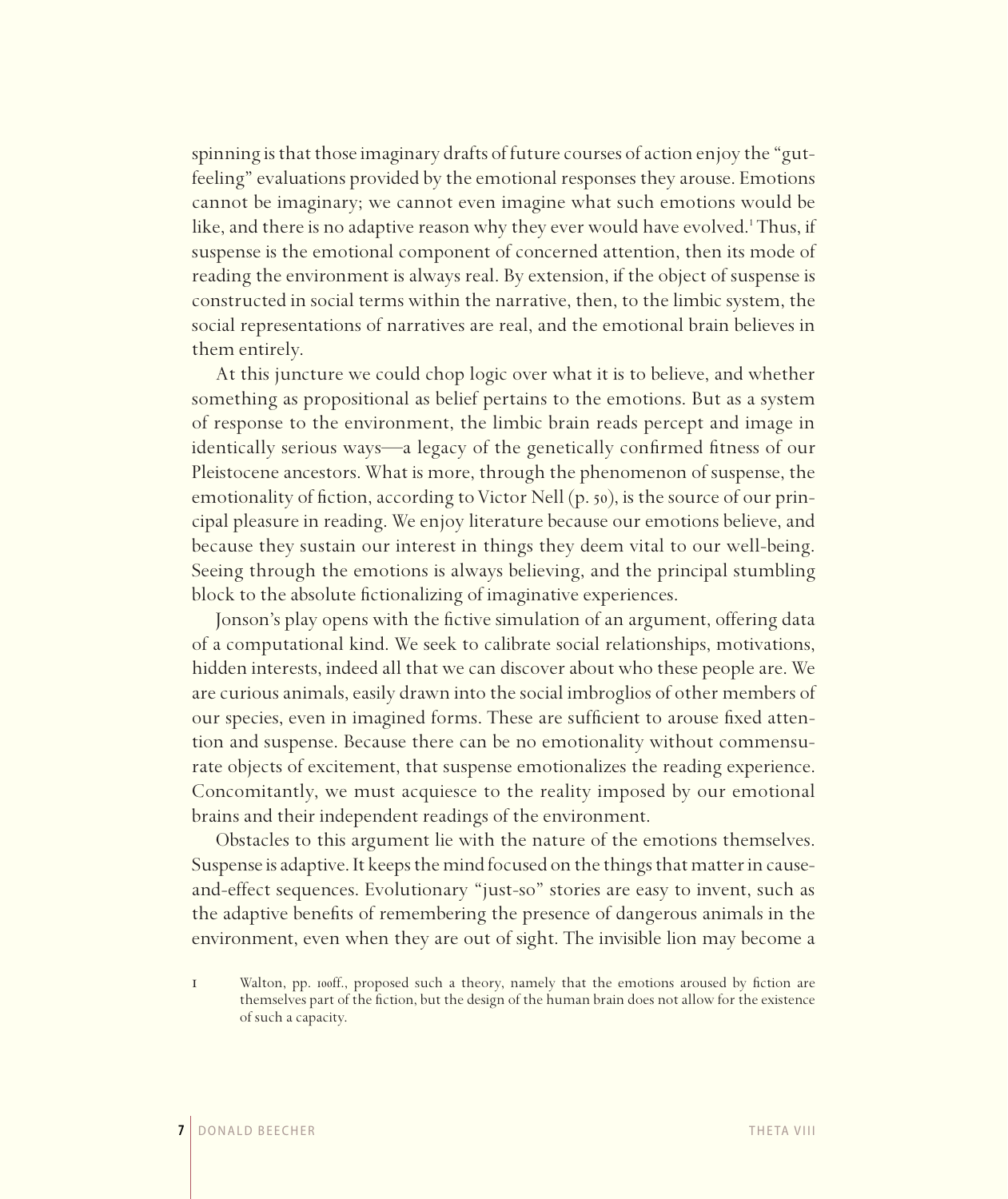spinning is that those imaginary drafts of future courses of action enjoy the "gut-feeling" evaluations provided by the emotional responses they arouse. Emotions cannot be imaginary; we cannot even imagine what such emotions would be like, and there is no adaptive reason why they ever would have evolved.[1] Thus, if suspense is the emotional component of concerned attention, then its mode of reading the environment is always real. By extension, if the object of suspense is constructed in social terms within the narrative, then, to the limbic system, the social representations of narratives are real, and the emotional brain believes in them entirely.

At this juncture we could chop logic over what it is to believe, and whether something as propositional as belief pertains to the emotions. But as a system of response to the environment, the limbic brain reads percept and image in identically serious ways—a legacy of the genetically confirmed fitness of our Pleistocene ancestors. What is more, through the phenomenon of suspense, the emotionality of fiction, according to Victor Nell (p. 50), is the source of our principal pleasure in reading. We enjoy literature because our emotions believe, and because they sustain our interest in things they deem vital to our well-being. Seeing through the emotions is always believing, and the principal stumbling block to the absolute fictionalizing of imaginative experiences.

Jonson's play opens with the fictive simulation of an argument, offering data of a computational kind. We seek to calibrate social relationships, motivations, hidden interests, indeed all that we can discover about who these people are. We are curious animals, easily drawn into the social imbroglios of other members of our species, even in imagined forms. These are sufficient to arouse fixed attention and suspense. Because there can be no emotionality without commensurate objects of excitement, that suspense emotionalizes the reading experience. Concomitantly, we must acquiesce to the reality imposed by our emotional brains and their independent readings of the environment.

Obstacles to this argument lie with the nature of the emotions themselves. Suspense is adaptive. It keeps the mind focused on the things that matter in cause-and-effect sequences. Evolutionary "just-so" stories are easy to invent, such as the adaptive benefits of remembering the presence of dangerous animals in the environment, even when they are out of sight. The invisible lion may become a

1 Walton, pp. 100ff., proposed such a theory, namely that the emotions aroused by fiction are themselves part of the fiction, but the design of the human brain does not allow for the existence of such a capacity.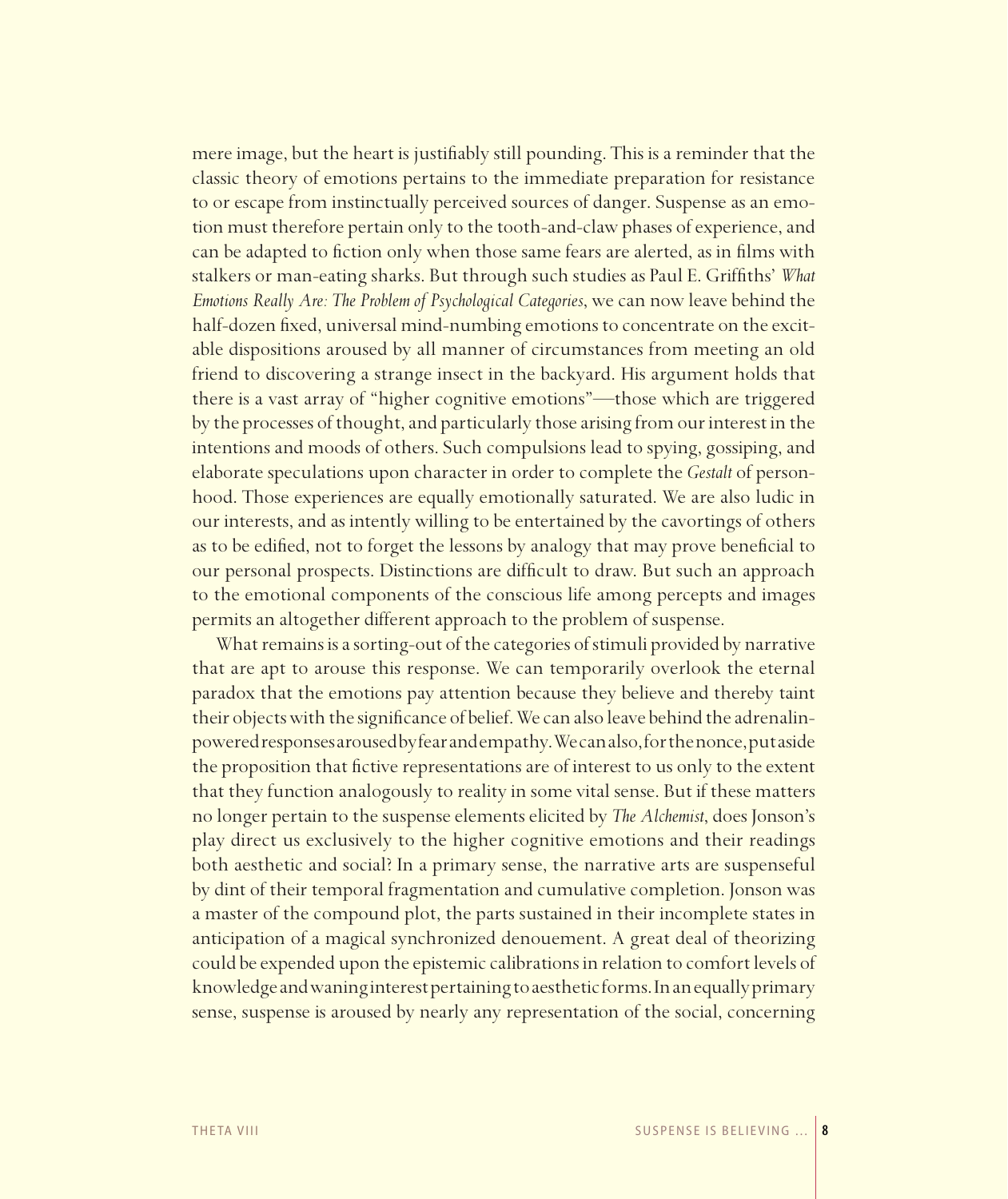mere image, but the heart is justifiably still pounding. This is a reminder that the classic theory of emotions pertains to the immediate preparation for resistance to or escape from instinctually perceived sources of danger. Suspense as an emotion must therefore pertain only to the tooth-and-claw phases of experience, and can be adapted to fiction only when those same fears are alerted, as in films with stalkers or man-eating sharks. But through such studies as Paul E. Griffiths' *What Emotions Really Are: The Problem of Psychological Categories*, we can now leave behind the half-dozen fixed, universal mind-numbing emotions to concentrate on the excitable dispositions aroused by all manner of circumstances from meeting an old friend to discovering a strange insect in the backyard. His argument holds that there is a vast array of "higher cognitive emotions"—those which are triggered by the processes of thought, and particularly those arising from our interest in the intentions and moods of others. Such compulsions lead to spying, gossiping, and elaborate speculations upon character in order to complete the *Gestalt* of personhood. Those experiences are equally emotionally saturated. We are also ludic in our interests, and as intently willing to be entertained by the cavortings of others as to be edified, not to forget the lessons by analogy that may prove beneficial to our personal prospects. Distinctions are difficult to draw. But such an approach to the emotional components of the conscious life among percepts and images permits an altogether different approach to the problem of suspense.

What remains is a sorting-out of the categories of stimuli provided by narrative that are apt to arouse this response. We can temporarily overlook the eternal paradox that the emotions pay attention because they believe and thereby taint their objects with the significance of belief. We can also leave behind the adrenalin-powered responses aroused by fear and empathy. We can also, for the nonce, put aside the proposition that fictive representations are of interest to us only to the extent that they function analogously to reality in some vital sense. But if these matters no longer pertain to the suspense elements elicited by *The Alchemist*, does Jonson's play direct us exclusively to the higher cognitive emotions and their readings both aesthetic and social? In a primary sense, the narrative arts are suspenseful by dint of their temporal fragmentation and cumulative completion. Jonson was a master of the compound plot, the parts sustained in their incomplete states in anticipation of a magical synchronized denouement. A great deal of theorizing could be expended upon the epistemic calibrations in relation to comfort levels of knowledge and waning interest pertaining to aesthetic forms. In an equally primary sense, suspense is aroused by nearly any representation of the social, concerning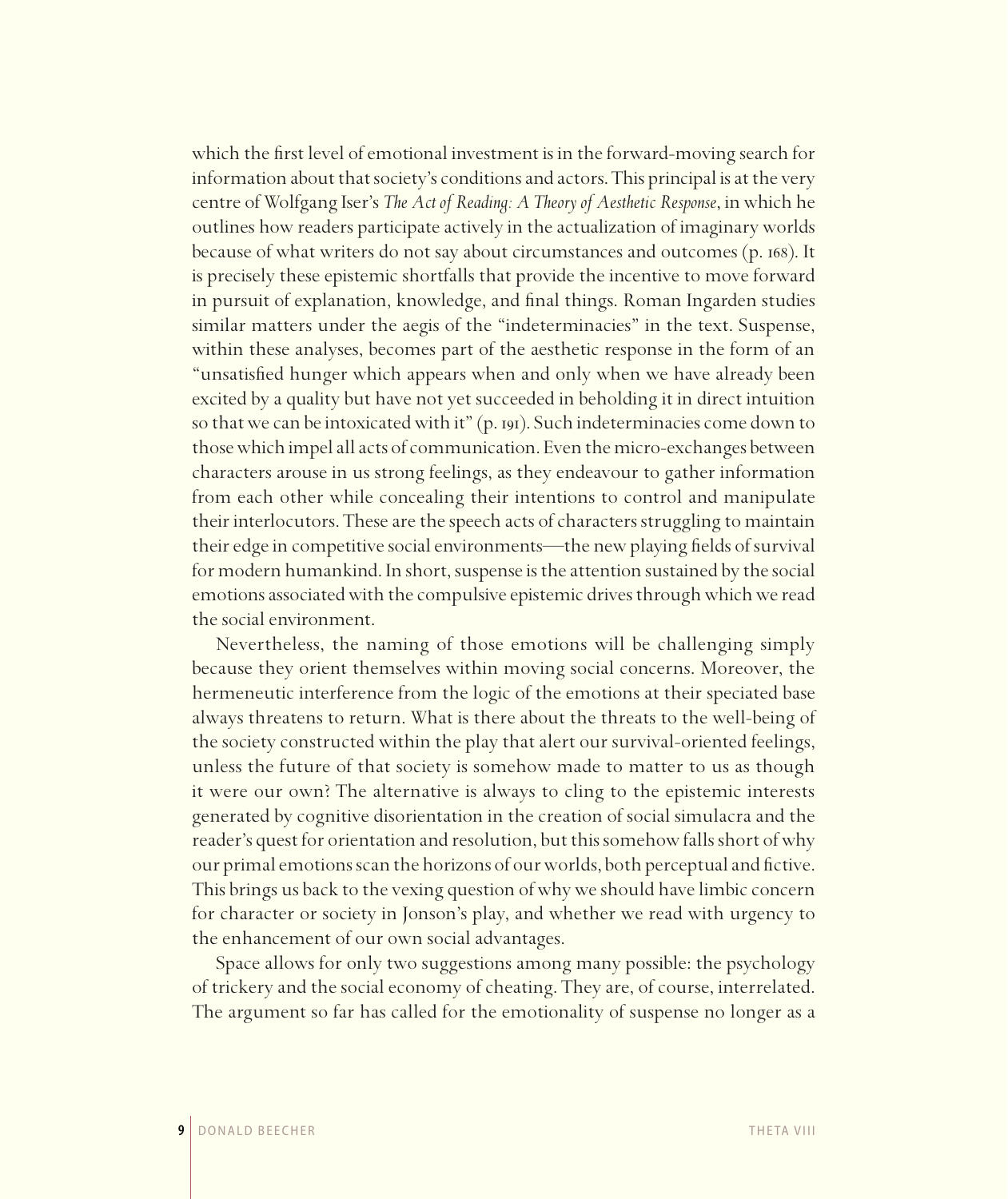which the first level of emotional investment is in the forward-moving search for information about that society's conditions and actors. This principal is at the very centre of Wolfgang Iser's *The Act of Reading: A Theory of Aesthetic Response*, in which he outlines how readers participate actively in the actualization of imaginary worlds because of what writers do not say about circumstances and outcomes (p. 168). It is precisely these epistemic shortfalls that provide the incentive to move forward in pursuit of explanation, knowledge, and final things. Roman Ingarden studies similar matters under the aegis of the "indeterminacies" in the text. Suspense, within these analyses, becomes part of the aesthetic response in the form of an "unsatisfied hunger which appears when and only when we have already been excited by a quality but have not yet succeeded in beholding it in direct intuition so that we can be intoxicated with it" (p. 191). Such indeterminacies come down to those which impel all acts of communication. Even the micro-exchanges between characters arouse in us strong feelings, as they endeavour to gather information from each other while concealing their intentions to control and manipulate their interlocutors. These are the speech acts of characters struggling to maintain their edge in competitive social environments—the new playing fields of survival for modern humankind. In short, suspense is the attention sustained by the social emotions associated with the compulsive epistemic drives through which we read the social environment.

Nevertheless, the naming of those emotions will be challenging simply because they orient themselves within moving social concerns. Moreover, the hermeneutic interference from the logic of the emotions at their speciated base always threatens to return. What is there about the threats to the well-being of the society constructed within the play that alert our survival-oriented feelings, unless the future of that society is somehow made to matter to us as though it were our own? The alternative is always to cling to the epistemic interests generated by cognitive disorientation in the creation of social simulacra and the reader's quest for orientation and resolution, but this somehow falls short of why our primal emotions scan the horizons of our worlds, both perceptual and fictive. This brings us back to the vexing question of why we should have limbic concern for character or society in Jonson's play, and whether we read with urgency to the enhancement of our own social advantages.

Space allows for only two suggestions among many possible: the psychology of trickery and the social economy of cheating. They are, of course, interrelated. The argument so far has called for the emotionality of suspense no longer as a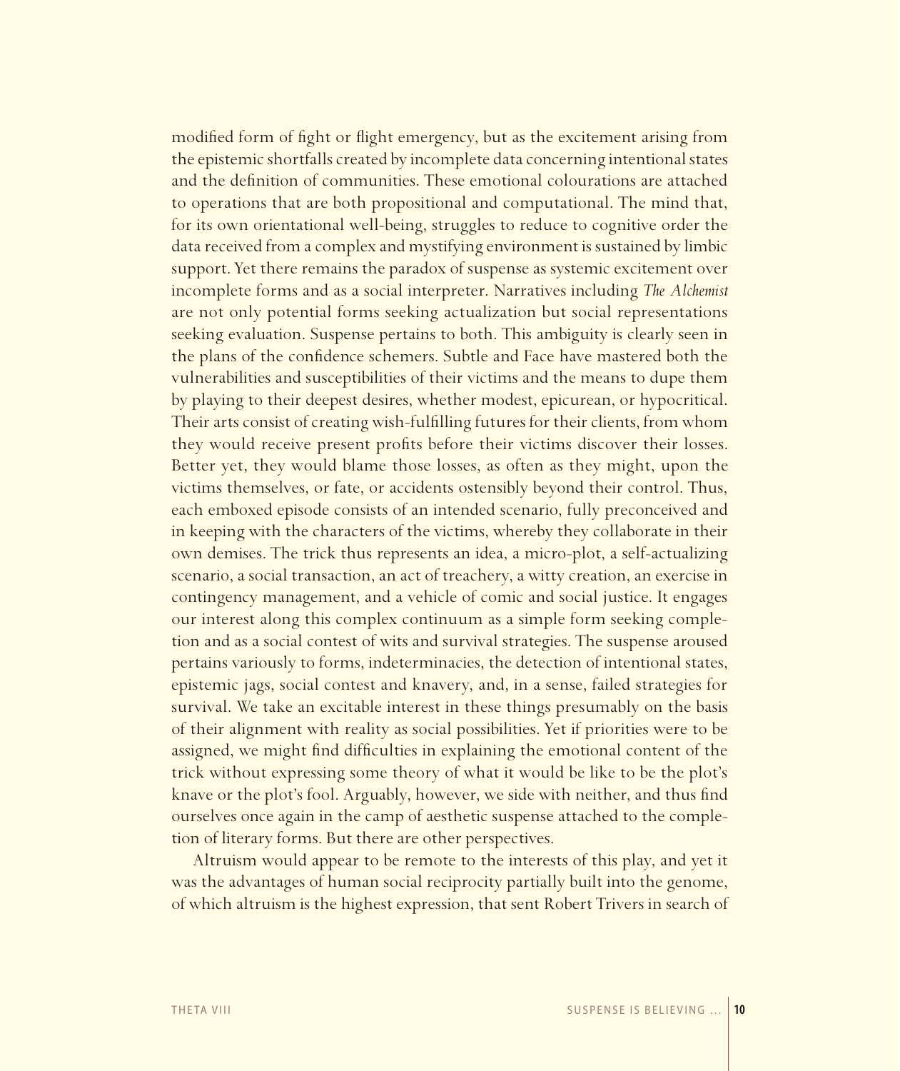modified form of fight or flight emergency, but as the excitement arising from the epistemic shortfalls created by incomplete data concerning intentional states and the definition of communities. These emotional colourations are attached to operations that are both propositional and computational. The mind that, for its own orientational well-being, struggles to reduce to cognitive order the data received from a complex and mystifying environment is sustained by limbic support. Yet there remains the paradox of suspense as systemic excitement over incomplete forms and as a social interpreter. Narratives including *The Alchemist* are not only potential forms seeking actualization but social representations seeking evaluation. Suspense pertains to both. This ambiguity is clearly seen in the plans of the confidence schemers. Subtle and Face have mastered both the vulnerabilities and susceptibilities of their victims and the means to dupe them by playing to their deepest desires, whether modest, epicurean, or hypocritical. Their arts consist of creating wish-fulfilling futures for their clients, from whom they would receive present profits before their victims discover their losses. Better yet, they would blame those losses, as often as they might, upon the victims themselves, or fate, or accidents ostensibly beyond their control. Thus, each emboxed episode consists of an intended scenario, fully preconceived and in keeping with the characters of the victims, whereby they collaborate in their own demises. The trick thus represents an idea, a micro-plot, a self-actualizing scenario, a social transaction, an act of treachery, a witty creation, an exercise in contingency management, and a vehicle of comic and social justice. It engages our interest along this complex continuum as a simple form seeking completion and as a social contest of wits and survival strategies. The suspense aroused pertains variously to forms, indeterminacies, the detection of intentional states, epistemic jags, social contest and knavery, and, in a sense, failed strategies for survival. We take an excitable interest in these things presumably on the basis of their alignment with reality as social possibilities. Yet if priorities were to be assigned, we might find difficulties in explaining the emotional content of the trick without expressing some theory of what it would be like to be the plot's knave or the plot's fool. Arguably, however, we side with neither, and thus find ourselves once again in the camp of aesthetic suspense attached to the completion of literary forms. But there are other perspectives.

Altruism would appear to be remote to the interests of this play, and yet it was the advantages of human social reciprocity partially built into the genome, of which altruism is the highest expression, that sent Robert Trivers in search of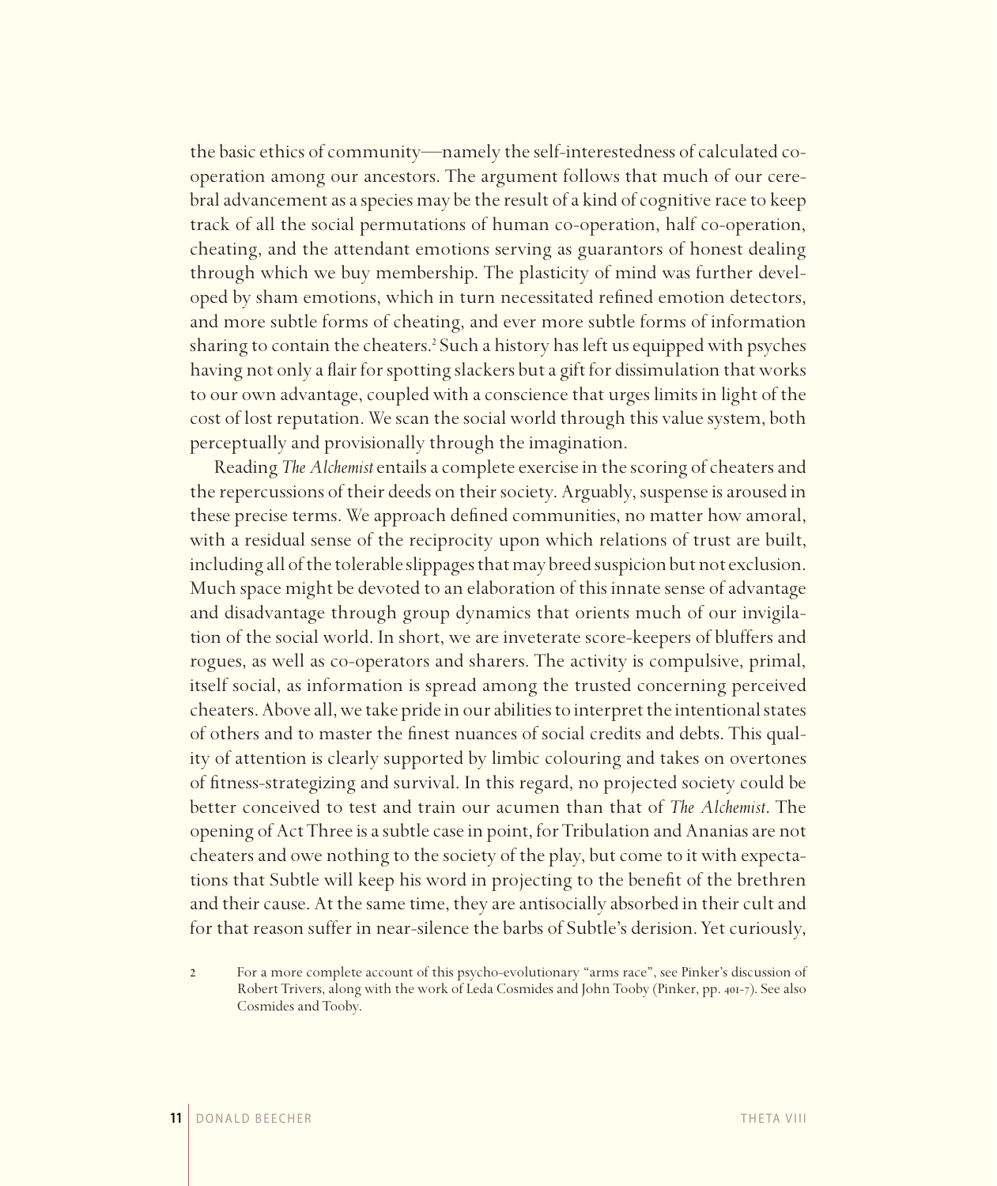the basic ethics of community—namely the self-interestedness of calculated co-operation among our ancestors. The argument follows that much of our cerebral advancement as a species may be the result of a kind of cognitive race to keep track of all the social permutations of human co-operation, half co-operation, cheating, and the attendant emotions serving as guarantors of honest dealing through which we buy membership. The plasticity of mind was further developed by sham emotions, which in turn necessitated refined emotion detectors, and more subtle forms of cheating, and ever more subtle forms of information sharing to contain the cheaters.[2] Such a history has left us equipped with psyches having not only a flair for spotting slackers but a gift for dissimulation that works to our own advantage, coupled with a conscience that urges limits in light of the cost of lost reputation. We scan the social world through this value system, both perceptually and provisionally through the imagination.

Reading *The Alchemist* entails a complete exercise in the scoring of cheaters and the repercussions of their deeds on their society. Arguably, suspense is aroused in these precise terms. We approach defined communities, no matter how amoral, with a residual sense of the reciprocity upon which relations of trust are built, including all of the tolerable slippages that may breed suspicion but not exclusion. Much space might be devoted to an elaboration of this innate sense of advantage and disadvantage through group dynamics that orients much of our invigilation of the social world. In short, we are inveterate score-keepers of bluffers and rogues, as well as co-operators and sharers. The activity is compulsive, primal, itself social, as information is spread among the trusted concerning perceived cheaters. Above all, we take pride in our abilities to interpret the intentional states of others and to master the finest nuances of social credits and debts. This quality of attention is clearly supported by limbic colouring and takes on overtones of fitness-strategizing and survival. In this regard, no projected society could be better conceived to test and train our acumen than that of *The Alchemist*. The opening of Act Three is a subtle case in point, for Tribulation and Ananias are not cheaters and owe nothing to the society of the play, but come to it with expectations that Subtle will keep his word in projecting to the benefit of the brethren and their cause. At the same time, they are antisocially absorbed in their cult and for that reason suffer in near-silence the barbs of Subtle's derision. Yet curiously,

2 For a more complete account of this psycho-evolutionary "arms race", see Pinker's discussion of Robert Trivers, along with the work of Leda Cosmides and John Tooby (Pinker, pp. 401-7). See also Cosmides and Tooby.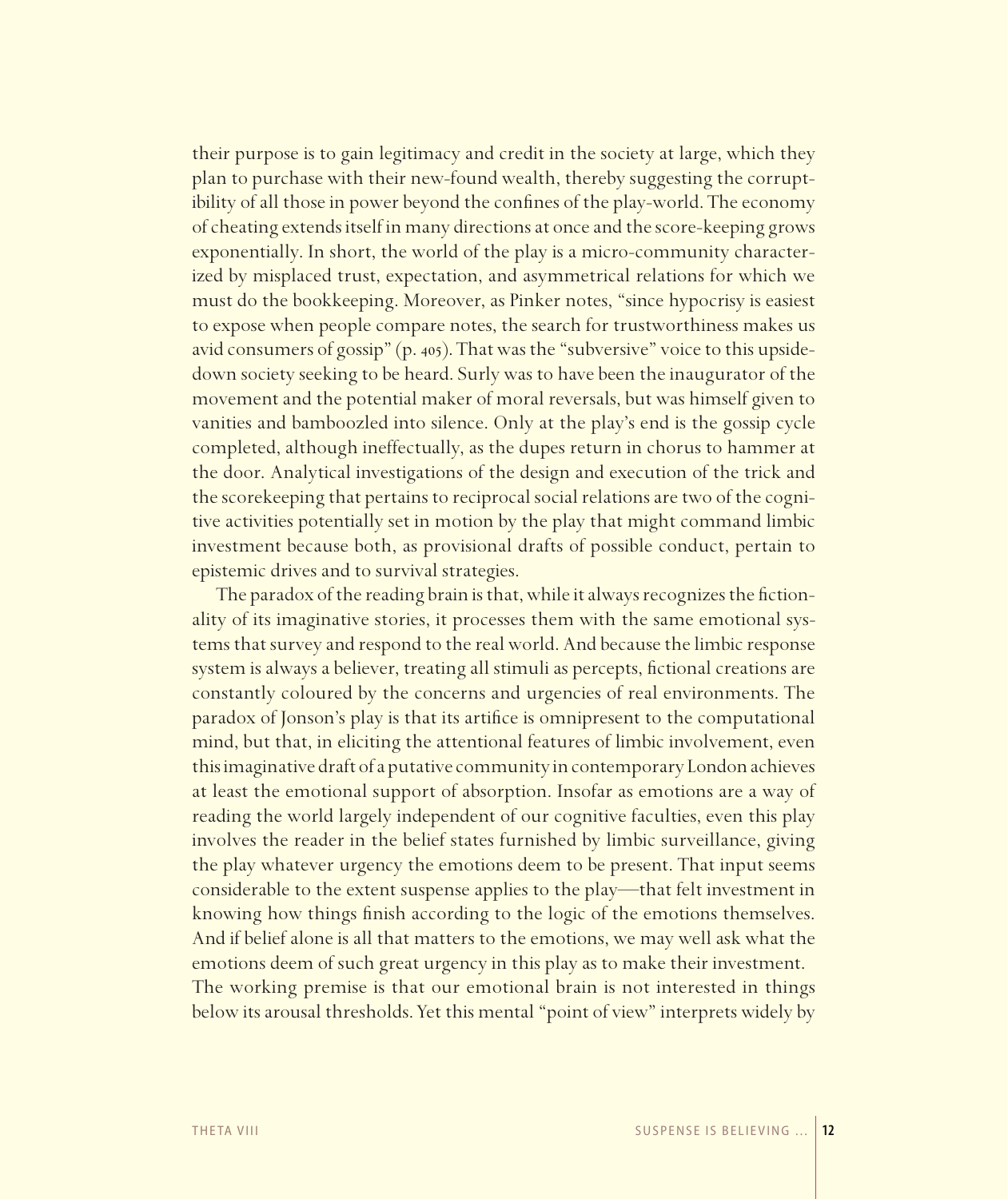their purpose is to gain legitimacy and credit in the society at large, which they plan to purchase with their new-found wealth, thereby suggesting the corruptibility of all those in power beyond the confines of the play-world. The economy of cheating extends itself in many directions at once and the score-keeping grows exponentially. In short, the world of the play is a micro-community characterized by misplaced trust, expectation, and asymmetrical relations for which we must do the bookkeeping. Moreover, as Pinker notes, "since hypocrisy is easiest to expose when people compare notes, the search for trustworthiness makes us avid consumers of gossip" (p. 405). That was the "subversive" voice to this upside-down society seeking to be heard. Surly was to have been the inaugurator of the movement and the potential maker of moral reversals, but was himself given to vanities and bamboozled into silence. Only at the play's end is the gossip cycle completed, although ineffectually, as the dupes return in chorus to hammer at the door. Analytical investigations of the design and execution of the trick and the scorekeeping that pertains to reciprocal social relations are two of the cognitive activities potentially set in motion by the play that might command limbic investment because both, as provisional drafts of possible conduct, pertain to epistemic drives and to survival strategies.

The paradox of the reading brain is that, while it always recognizes the fictionality of its imaginative stories, it processes them with the same emotional systems that survey and respond to the real world. And because the limbic response system is always a believer, treating all stimuli as percepts, fictional creations are constantly coloured by the concerns and urgencies of real environments. The paradox of Jonson's play is that its artifice is omnipresent to the computational mind, but that, in eliciting the attentional features of limbic involvement, even this imaginative draft of a putative community in contemporary London achieves at least the emotional support of absorption. Insofar as emotions are a way of reading the world largely independent of our cognitive faculties, even this play involves the reader in the belief states furnished by limbic surveillance, giving the play whatever urgency the emotions deem to be present. That input seems considerable to the extent suspense applies to the play—that felt investment in knowing how things finish according to the logic of the emotions themselves. And if belief alone is all that matters to the emotions, we may well ask what the emotions deem of such great urgency in this play as to make their investment. The working premise is that our emotional brain is not interested in things below its arousal thresholds. Yet this mental "point of view" interprets widely by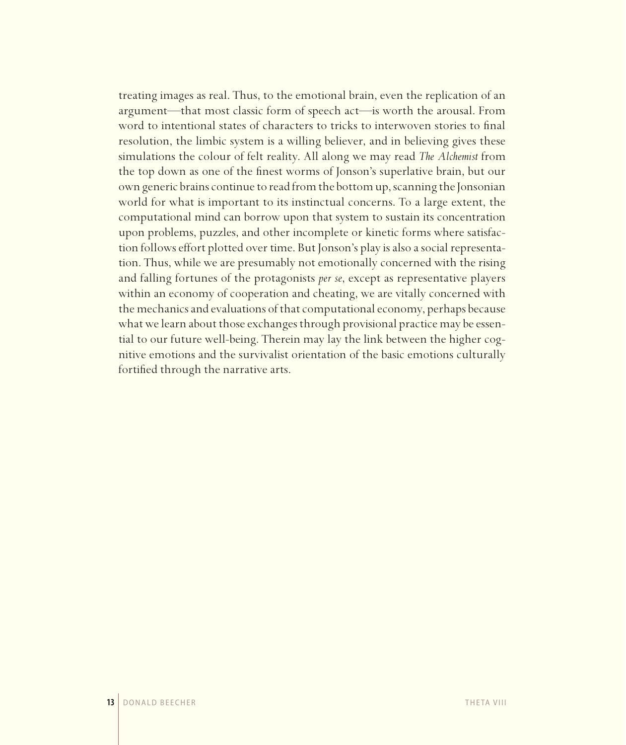treating images as real. Thus, to the emotional brain, even the replication of an argument—that most classic form of speech act—is worth the arousal. From word to intentional states of characters to tricks to interwoven stories to final resolution, the limbic system is a willing believer, and in believing gives these simulations the colour of felt reality. All along we may read *The Alchemist* from the top down as one of the finest worms of Jonson's superlative brain, but our own generic brains continue to read from the bottom up, scanning the Jonsonian world for what is important to its instinctual concerns. To a large extent, the computational mind can borrow upon that system to sustain its concentration upon problems, puzzles, and other incomplete or kinetic forms where satisfaction follows effort plotted over time. But Jonson's play is also a social representation. Thus, while we are presumably not emotionally concerned with the rising and falling fortunes of the protagonists *per se*, except as representative players within an economy of cooperation and cheating, we are vitally concerned with the mechanics and evaluations of that computational economy, perhaps because what we learn about those exchanges through provisional practice may be essential to our future well-being. Therein may lay the link between the higher cognitive emotions and the survivalist orientation of the basic emotions culturally fortified through the narrative arts.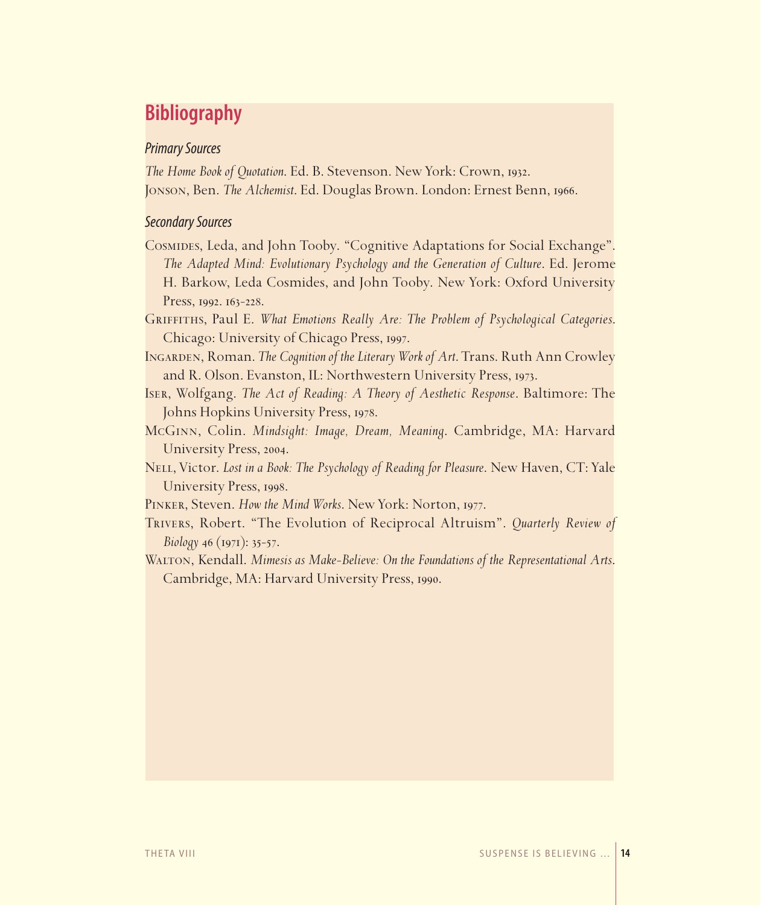## Bibliography

### *Primary Sources*

*The Home Book of Quotation*. Ed. B. Stevenson. New York: Crown, 1932.

Jonson, Ben. *The Alchemist*. Ed. Douglas Brown. London: Ernest Benn, 1966.

### *Secondary Sources*

Cosmides, Leda, and John Tooby. "Cognitive Adaptations for Social Exchange". *The Adapted Mind: Evolutionary Psychology and the Generation of Culture*. Ed. Jerome H. Barkow, Leda Cosmides, and John Tooby. New York: Oxford University Press, 1992. 163-228.

Griffiths, Paul E. *What Emotions Really Are: The Problem of Psychological Categories*. Chicago: University of Chicago Press, 1997.

Ingarden, Roman. *The Cognition of the Literary Work of Art*. Trans. Ruth Ann Crowley and R. Olson. Evanston, IL: Northwestern University Press, 1973.

Iser, Wolfgang. *The Act of Reading: A Theory of Aesthetic Response*. Baltimore: The Johns Hopkins University Press, 1978.

McGinn, Colin. *Mindsight: Image, Dream, Meaning*. Cambridge, MA: Harvard University Press, 2004.

Nell, Victor. *Lost in a Book: The Psychology of Reading for Pleasure*. New Haven, CT: Yale University Press, 1998.

Pinker, Steven. *How the Mind Works*. New York: Norton, 1977.

Trivers, Robert. "The Evolution of Reciprocal Altruism". *Quarterly Review of Biology* 46 (1971): 35-57.

Walton, Kendall. *Mimesis as Make-Believe: On the Foundations of the Representational Arts*. Cambridge, MA: Harvard University Press, 1990.